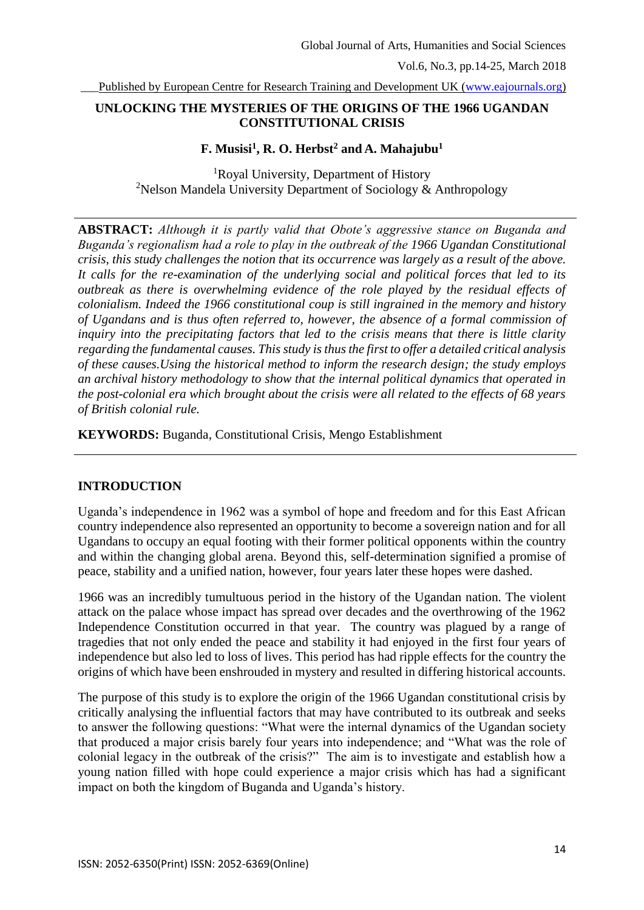# UNLOCKING THE MYSTERIES OF THE ORIGINS OF THE 1966 UGANDAN CONSTITUTIONAL CRISIS

**F. Musisi[1], R. O. Herbst[2] and A. Mahajubu[1]**

[1]Royal University, Department of History
[2]Nelson Mandela University Department of Sociology & Anthropology

**ABSTRACT:** *Although it is partly valid that Obote's aggressive stance on Buganda and Buganda's regionalism had a role to play in the outbreak of the 1966 Ugandan Constitutional crisis, this study challenges the notion that its occurrence was largely as a result of the above. It calls for the re-examination of the underlying social and political forces that led to its outbreak as there is overwhelming evidence of the role played by the residual effects of colonialism. Indeed the 1966 constitutional coup is still ingrained in the memory and history of Ugandans and is thus often referred to, however, the absence of a formal commission of inquiry into the precipitating factors that led to the crisis means that there is little clarity regarding the fundamental causes. This study is thus the first to offer a detailed critical analysis of these causes.Using the historical method to inform the research design; the study employs an archival history methodology to show that the internal political dynamics that operated in the post-colonial era which brought about the crisis were all related to the effects of 68 years of British colonial rule.*

**KEYWORDS:** Buganda, Constitutional Crisis, Mengo Establishment

## INTRODUCTION

Uganda's independence in 1962 was a symbol of hope and freedom and for this East African country independence also represented an opportunity to become a sovereign nation and for all Ugandans to occupy an equal footing with their former political opponents within the country and within the changing global arena. Beyond this, self-determination signified a promise of peace, stability and a unified nation, however, four years later these hopes were dashed.

1966 was an incredibly tumultuous period in the history of the Ugandan nation. The violent attack on the palace whose impact has spread over decades and the overthrowing of the 1962 Independence Constitution occurred in that year. The country was plagued by a range of tragedies that not only ended the peace and stability it had enjoyed in the first four years of independence but also led to loss of lives. This period has had ripple effects for the country the origins of which have been enshrouded in mystery and resulted in differing historical accounts.

The purpose of this study is to explore the origin of the 1966 Ugandan constitutional crisis by critically analysing the influential factors that may have contributed to its outbreak and seeks to answer the following questions: "What were the internal dynamics of the Ugandan society that produced a major crisis barely four years into independence; and "What was the role of colonial legacy in the outbreak of the crisis?" The aim is to investigate and establish how a young nation filled with hope could experience a major crisis which has had a significant impact on both the kingdom of Buganda and Uganda's history.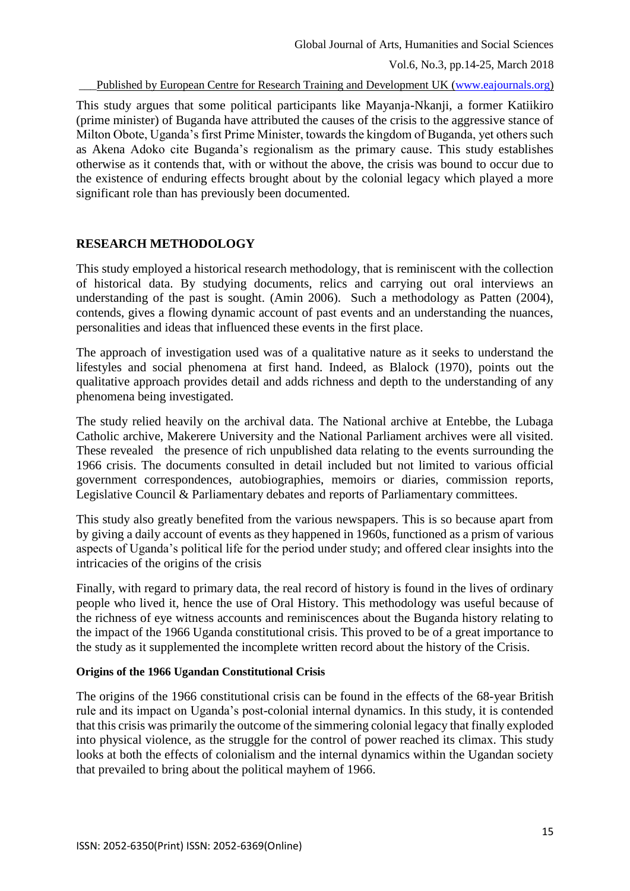This study argues that some political participants like Mayanja-Nkanji, a former Katiikiro (prime minister) of Buganda have attributed the causes of the crisis to the aggressive stance of Milton Obote, Uganda's first Prime Minister, towards the kingdom of Buganda, yet others such as Akena Adoko cite Buganda's regionalism as the primary cause. This study establishes otherwise as it contends that, with or without the above, the crisis was bound to occur due to the existence of enduring effects brought about by the colonial legacy which played a more significant role than has previously been documented.

## RESEARCH METHODOLOGY

This study employed a historical research methodology, that is reminiscent with the collection of historical data. By studying documents, relics and carrying out oral interviews an understanding of the past is sought. (Amin 2006). Such a methodology as Patten (2004), contends, gives a flowing dynamic account of past events and an understanding the nuances, personalities and ideas that influenced these events in the first place.

The approach of investigation used was of a qualitative nature as it seeks to understand the lifestyles and social phenomena at first hand. Indeed, as Blalock (1970), points out the qualitative approach provides detail and adds richness and depth to the understanding of any phenomena being investigated.

The study relied heavily on the archival data. The National archive at Entebbe, the Lubaga Catholic archive, Makerere University and the National Parliament archives were all visited. These revealed the presence of rich unpublished data relating to the events surrounding the 1966 crisis. The documents consulted in detail included but not limited to various official government correspondences, autobiographies, memoirs or diaries, commission reports, Legislative Council & Parliamentary debates and reports of Parliamentary committees.

This study also greatly benefited from the various newspapers. This is so because apart from by giving a daily account of events as they happened in 1960s, functioned as a prism of various aspects of Uganda's political life for the period under study; and offered clear insights into the intricacies of the origins of the crisis

Finally, with regard to primary data, the real record of history is found in the lives of ordinary people who lived it, hence the use of Oral History. This methodology was useful because of the richness of eye witness accounts and reminiscences about the Buganda history relating to the impact of the 1966 Uganda constitutional crisis. This proved to be of a great importance to the study as it supplemented the incomplete written record about the history of the Crisis.

### Origins of the 1966 Ugandan Constitutional Crisis

The origins of the 1966 constitutional crisis can be found in the effects of the 68-year British rule and its impact on Uganda's post-colonial internal dynamics. In this study, it is contended that this crisis was primarily the outcome of the simmering colonial legacy that finally exploded into physical violence, as the struggle for the control of power reached its climax. This study looks at both the effects of colonialism and the internal dynamics within the Ugandan society that prevailed to bring about the political mayhem of 1966.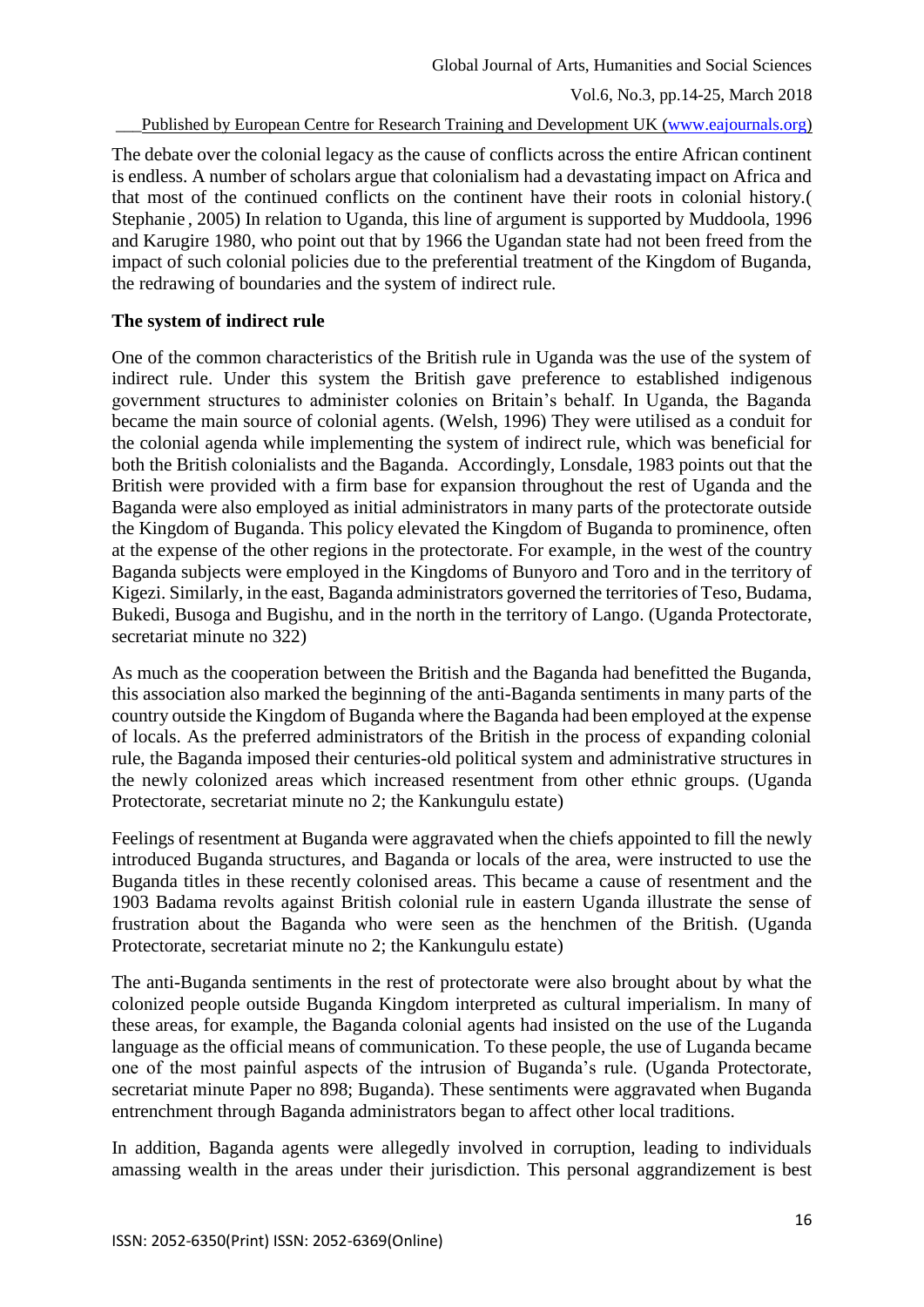The debate over the colonial legacy as the cause of conflicts across the entire African continent is endless. A number of scholars argue that colonialism had a devastating impact on Africa and that most of the continued conflicts on the continent have their roots in colonial history.( Stephanie , 2005) In relation to Uganda, this line of argument is supported by Muddoola, 1996 and Karugire 1980, who point out that by 1966 the Ugandan state had not been freed from the impact of such colonial policies due to the preferential treatment of the Kingdom of Buganda, the redrawing of boundaries and the system of indirect rule.

**The system of indirect rule**

One of the common characteristics of the British rule in Uganda was the use of the system of indirect rule. Under this system the British gave preference to established indigenous government structures to administer colonies on Britain's behalf. In Uganda, the Baganda became the main source of colonial agents. (Welsh, 1996) They were utilised as a conduit for the colonial agenda while implementing the system of indirect rule, which was beneficial for both the British colonialists and the Baganda. Accordingly, Lonsdale, 1983 points out that the British were provided with a firm base for expansion throughout the rest of Uganda and the Baganda were also employed as initial administrators in many parts of the protectorate outside the Kingdom of Buganda. This policy elevated the Kingdom of Buganda to prominence, often at the expense of the other regions in the protectorate. For example, in the west of the country Baganda subjects were employed in the Kingdoms of Bunyoro and Toro and in the territory of Kigezi. Similarly, in the east, Baganda administrators governed the territories of Teso, Budama, Bukedi, Busoga and Bugishu, and in the north in the territory of Lango. (Uganda Protectorate, secretariat minute no 322)

As much as the cooperation between the British and the Baganda had benefitted the Buganda, this association also marked the beginning of the anti-Baganda sentiments in many parts of the country outside the Kingdom of Buganda where the Baganda had been employed at the expense of locals. As the preferred administrators of the British in the process of expanding colonial rule, the Baganda imposed their centuries-old political system and administrative structures in the newly colonized areas which increased resentment from other ethnic groups. (Uganda Protectorate, secretariat minute no 2; the Kankungulu estate)

Feelings of resentment at Buganda were aggravated when the chiefs appointed to fill the newly introduced Buganda structures, and Baganda or locals of the area, were instructed to use the Buganda titles in these recently colonised areas. This became a cause of resentment and the 1903 Badama revolts against British colonial rule in eastern Uganda illustrate the sense of frustration about the Baganda who were seen as the henchmen of the British. (Uganda Protectorate, secretariat minute no 2; the Kankungulu estate)

The anti-Buganda sentiments in the rest of protectorate were also brought about by what the colonized people outside Buganda Kingdom interpreted as cultural imperialism. In many of these areas, for example, the Baganda colonial agents had insisted on the use of the Luganda language as the official means of communication. To these people, the use of Luganda became one of the most painful aspects of the intrusion of Buganda's rule. (Uganda Protectorate, secretariat minute Paper no 898; Buganda). These sentiments were aggravated when Buganda entrenchment through Baganda administrators began to affect other local traditions.

In addition, Baganda agents were allegedly involved in corruption, leading to individuals amassing wealth in the areas under their jurisdiction. This personal aggrandizement is best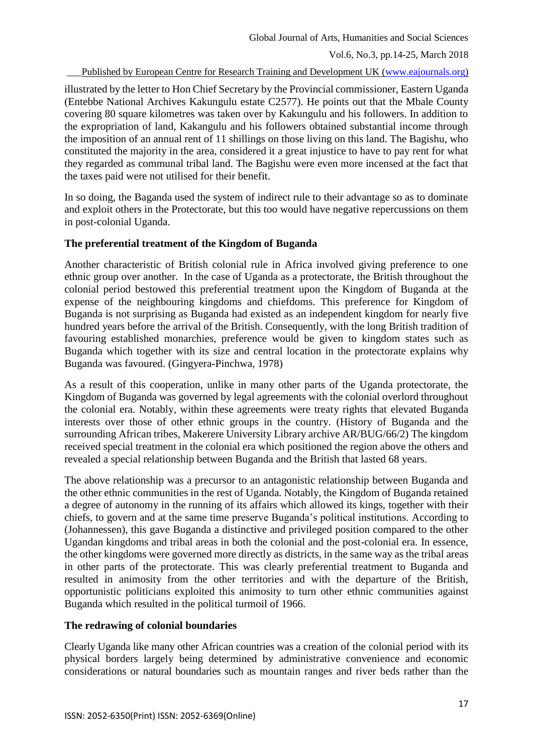illustrated by the letter to Hon Chief Secretary by the Provincial commissioner, Eastern Uganda (Entebbe National Archives Kakungulu estate C2577). He points out that the Mbale County covering 80 square kilometres was taken over by Kakungulu and his followers. In addition to the expropriation of land, Kakangulu and his followers obtained substantial income through the imposition of an annual rent of 11 shillings on those living on this land. The Bagishu, who constituted the majority in the area, considered it a great injustice to have to pay rent for what they regarded as communal tribal land. The Bagishu were even more incensed at the fact that the taxes paid were not utilised for their benefit.

In so doing, the Baganda used the system of indirect rule to their advantage so as to dominate and exploit others in the Protectorate, but this too would have negative repercussions on them in post-colonial Uganda.

**The preferential treatment of the Kingdom of Buganda**

Another characteristic of British colonial rule in Africa involved giving preference to one ethnic group over another. In the case of Uganda as a protectorate, the British throughout the colonial period bestowed this preferential treatment upon the Kingdom of Buganda at the expense of the neighbouring kingdoms and chiefdoms. This preference for Kingdom of Buganda is not surprising as Buganda had existed as an independent kingdom for nearly five hundred years before the arrival of the British. Consequently, with the long British tradition of favouring established monarchies, preference would be given to kingdom states such as Buganda which together with its size and central location in the protectorate explains why Buganda was favoured. (Gingyera-Pinchwa, 1978)

As a result of this cooperation, unlike in many other parts of the Uganda protectorate, the Kingdom of Buganda was governed by legal agreements with the colonial overlord throughout the colonial era. Notably, within these agreements were treaty rights that elevated Buganda interests over those of other ethnic groups in the country. (History of Buganda and the surrounding African tribes, Makerere University Library archive AR/BUG/66/2) The kingdom received special treatment in the colonial era which positioned the region above the others and revealed a special relationship between Buganda and the British that lasted 68 years.

The above relationship was a precursor to an antagonistic relationship between Buganda and the other ethnic communities in the rest of Uganda. Notably, the Kingdom of Buganda retained a degree of autonomy in the running of its affairs which allowed its kings, together with their chiefs, to govern and at the same time preserve Buganda's political institutions. According to (Johannessen), this gave Buganda a distinctive and privileged position compared to the other Ugandan kingdoms and tribal areas in both the colonial and the post-colonial era. In essence, the other kingdoms were governed more directly as districts, in the same way as the tribal areas in other parts of the protectorate. This was clearly preferential treatment to Buganda and resulted in animosity from the other territories and with the departure of the British, opportunistic politicians exploited this animosity to turn other ethnic communities against Buganda which resulted in the political turmoil of 1966.

**The redrawing of colonial boundaries**

Clearly Uganda like many other African countries was a creation of the colonial period with its physical borders largely being determined by administrative convenience and economic considerations or natural boundaries such as mountain ranges and river beds rather than the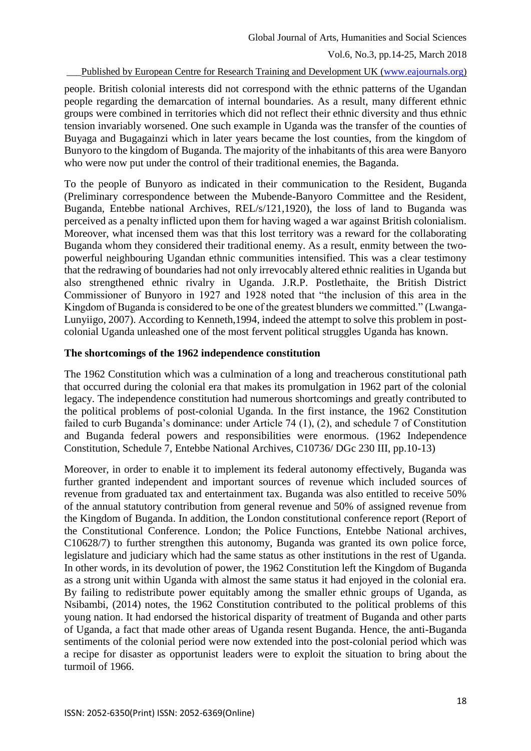people. British colonial interests did not correspond with the ethnic patterns of the Ugandan people regarding the demarcation of internal boundaries. As a result, many different ethnic groups were combined in territories which did not reflect their ethnic diversity and thus ethnic tension invariably worsened. One such example in Uganda was the transfer of the counties of Buyaga and Bugagainzi which in later years became the lost counties, from the kingdom of Bunyoro to the kingdom of Buganda. The majority of the inhabitants of this area were Banyoro who were now put under the control of their traditional enemies, the Baganda.

To the people of Bunyoro as indicated in their communication to the Resident, Buganda (Preliminary correspondence between the Mubende-Banyoro Committee and the Resident, Buganda, Entebbe national Archives, REL/s/121,1920), the loss of land to Buganda was perceived as a penalty inflicted upon them for having waged a war against British colonialism. Moreover, what incensed them was that this lost territory was a reward for the collaborating Buganda whom they considered their traditional enemy. As a result, enmity between the two-powerful neighbouring Ugandan ethnic communities intensified. This was a clear testimony that the redrawing of boundaries had not only irrevocably altered ethnic realities in Uganda but also strengthened ethnic rivalry in Uganda. J.R.P. Postlethaite, the British District Commissioner of Bunyoro in 1927 and 1928 noted that "the inclusion of this area in the Kingdom of Buganda is considered to be one of the greatest blunders we committed." (Lwanga-Lunyiigo, 2007). According to Kenneth,1994, indeed the attempt to solve this problem in post-colonial Uganda unleashed one of the most fervent political struggles Uganda has known.

**The shortcomings of the 1962 independence constitution**

The 1962 Constitution which was a culmination of a long and treacherous constitutional path that occurred during the colonial era that makes its promulgation in 1962 part of the colonial legacy. The independence constitution had numerous shortcomings and greatly contributed to the political problems of post-colonial Uganda. In the first instance, the 1962 Constitution failed to curb Buganda's dominance: under Article 74 (1), (2), and schedule 7 of Constitution and Buganda federal powers and responsibilities were enormous. (1962 Independence Constitution, Schedule 7, Entebbe National Archives, C10736/ DGc 230 III, pp.10-13)

Moreover, in order to enable it to implement its federal autonomy effectively, Buganda was further granted independent and important sources of revenue which included sources of revenue from graduated tax and entertainment tax. Buganda was also entitled to receive 50% of the annual statutory contribution from general revenue and 50% of assigned revenue from the Kingdom of Buganda. In addition, the London constitutional conference report (Report of the Constitutional Conference. London; the Police Functions, Entebbe National archives, C10628/7) to further strengthen this autonomy, Buganda was granted its own police force, legislature and judiciary which had the same status as other institutions in the rest of Uganda. In other words, in its devolution of power, the 1962 Constitution left the Kingdom of Buganda as a strong unit within Uganda with almost the same status it had enjoyed in the colonial era. By failing to redistribute power equitably among the smaller ethnic groups of Uganda, as Nsibambi, (2014) notes, the 1962 Constitution contributed to the political problems of this young nation. It had endorsed the historical disparity of treatment of Buganda and other parts of Uganda, a fact that made other areas of Uganda resent Buganda. Hence, the anti-Buganda sentiments of the colonial period were now extended into the post-colonial period which was a recipe for disaster as opportunist leaders were to exploit the situation to bring about the turmoil of 1966.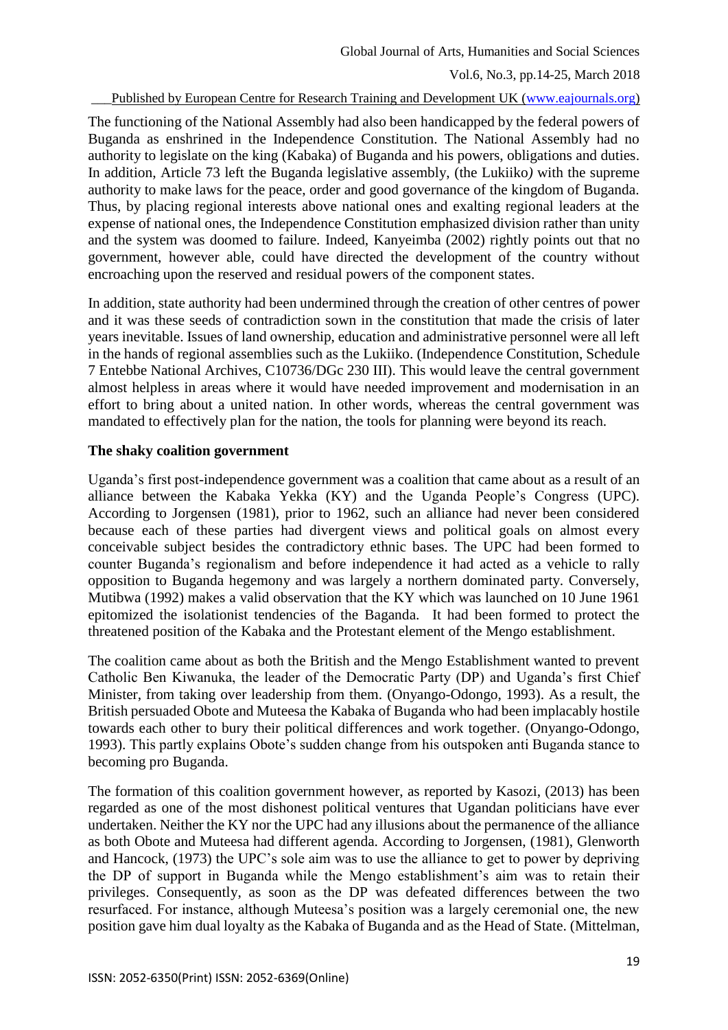The functioning of the National Assembly had also been handicapped by the federal powers of Buganda as enshrined in the Independence Constitution. The National Assembly had no authority to legislate on the king (Kabaka) of Buganda and his powers, obligations and duties. In addition, Article 73 left the Buganda legislative assembly, (the Lukiiko*)* with the supreme authority to make laws for the peace, order and good governance of the kingdom of Buganda. Thus, by placing regional interests above national ones and exalting regional leaders at the expense of national ones, the Independence Constitution emphasized division rather than unity and the system was doomed to failure. Indeed, Kanyeimba (2002) rightly points out that no government, however able, could have directed the development of the country without encroaching upon the reserved and residual powers of the component states.

In addition, state authority had been undermined through the creation of other centres of power and it was these seeds of contradiction sown in the constitution that made the crisis of later years inevitable. Issues of land ownership, education and administrative personnel were all left in the hands of regional assemblies such as the Lukiiko. (Independence Constitution, Schedule 7 Entebbe National Archives, C10736/DGc 230 III). This would leave the central government almost helpless in areas where it would have needed improvement and modernisation in an effort to bring about a united nation. In other words, whereas the central government was mandated to effectively plan for the nation, the tools for planning were beyond its reach.

**The shaky coalition government**

Uganda's first post-independence government was a coalition that came about as a result of an alliance between the Kabaka Yekka (KY) and the Uganda People's Congress (UPC). According to Jorgensen (1981), prior to 1962, such an alliance had never been considered because each of these parties had divergent views and political goals on almost every conceivable subject besides the contradictory ethnic bases. The UPC had been formed to counter Buganda's regionalism and before independence it had acted as a vehicle to rally opposition to Buganda hegemony and was largely a northern dominated party. Conversely, Mutibwa (1992) makes a valid observation that the KY which was launched on 10 June 1961 epitomized the isolationist tendencies of the Baganda. It had been formed to protect the threatened position of the Kabaka and the Protestant element of the Mengo establishment.

The coalition came about as both the British and the Mengo Establishment wanted to prevent Catholic Ben Kiwanuka, the leader of the Democratic Party (DP) and Uganda's first Chief Minister, from taking over leadership from them. (Onyango-Odongo, 1993). As a result, the British persuaded Obote and Muteesa the Kabaka of Buganda who had been implacably hostile towards each other to bury their political differences and work together. (Onyango-Odongo, 1993). This partly explains Obote's sudden change from his outspoken anti Buganda stance to becoming pro Buganda.

The formation of this coalition government however, as reported by Kasozi, (2013) has been regarded as one of the most dishonest political ventures that Ugandan politicians have ever undertaken. Neither the KY nor the UPC had any illusions about the permanence of the alliance as both Obote and Muteesa had different agenda. According to Jorgensen, (1981), Glenworth and Hancock, (1973) the UPC's sole aim was to use the alliance to get to power by depriving the DP of support in Buganda while the Mengo establishment's aim was to retain their privileges. Consequently, as soon as the DP was defeated differences between the two resurfaced. For instance, although Muteesa's position was a largely ceremonial one, the new position gave him dual loyalty as the Kabaka of Buganda and as the Head of State. (Mittelman,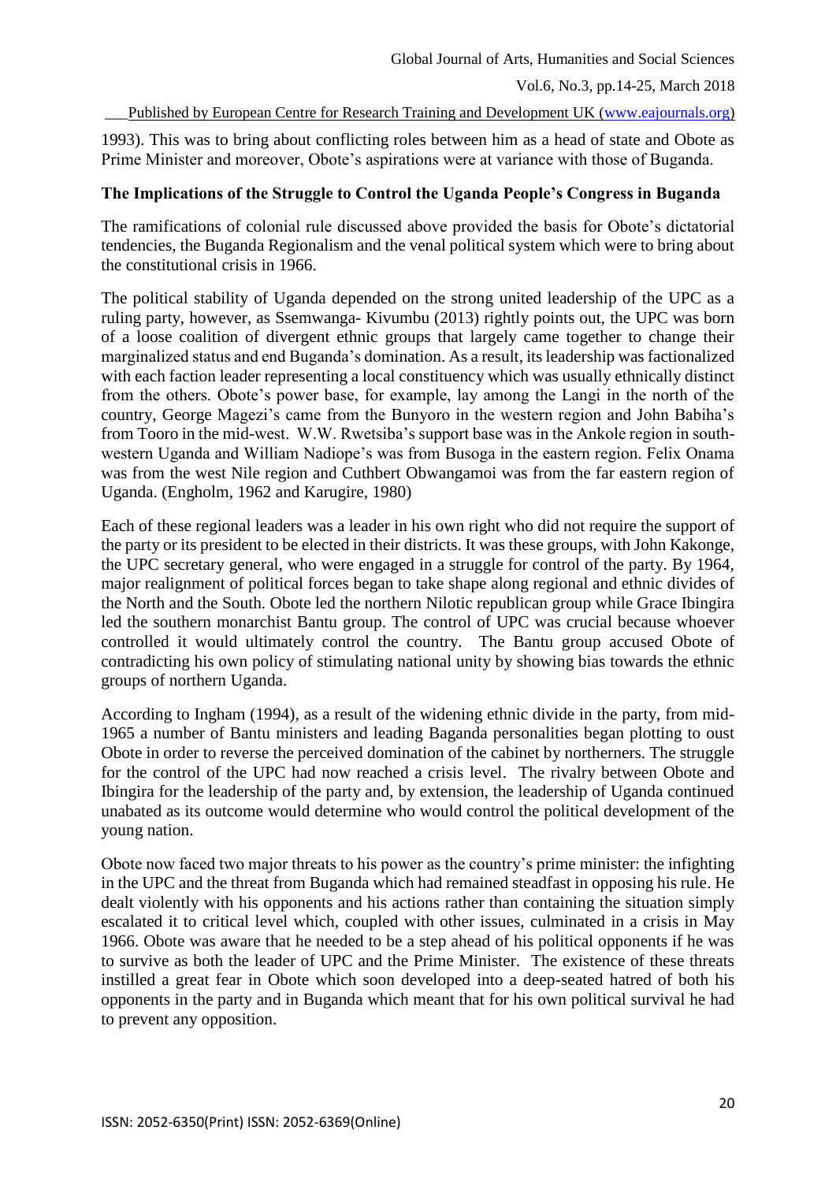1993). This was to bring about conflicting roles between him as a head of state and Obote as Prime Minister and moreover, Obote's aspirations were at variance with those of Buganda.

## The Implications of the Struggle to Control the Uganda People's Congress in Buganda

The ramifications of colonial rule discussed above provided the basis for Obote's dictatorial tendencies, the Buganda Regionalism and the venal political system which were to bring about the constitutional crisis in 1966.

The political stability of Uganda depended on the strong united leadership of the UPC as a ruling party, however, as Ssemwanga- Kivumbu (2013) rightly points out, the UPC was born of a loose coalition of divergent ethnic groups that largely came together to change their marginalized status and end Buganda's domination. As a result, its leadership was factionalized with each faction leader representing a local constituency which was usually ethnically distinct from the others. Obote's power base, for example, lay among the Langi in the north of the country, George Magezi's came from the Bunyoro in the western region and John Babiha's from Tooro in the mid-west. W.W. Rwetsiba's support base was in the Ankole region in south-western Uganda and William Nadiope's was from Busoga in the eastern region. Felix Onama was from the west Nile region and Cuthbert Obwangamoi was from the far eastern region of Uganda. (Engholm, 1962 and Karugire, 1980)

Each of these regional leaders was a leader in his own right who did not require the support of the party or its president to be elected in their districts. It was these groups, with John Kakonge, the UPC secretary general, who were engaged in a struggle for control of the party. By 1964, major realignment of political forces began to take shape along regional and ethnic divides of the North and the South. Obote led the northern Nilotic republican group while Grace Ibingira led the southern monarchist Bantu group. The control of UPC was crucial because whoever controlled it would ultimately control the country. The Bantu group accused Obote of contradicting his own policy of stimulating national unity by showing bias towards the ethnic groups of northern Uganda.

According to Ingham (1994), as a result of the widening ethnic divide in the party, from mid-1965 a number of Bantu ministers and leading Baganda personalities began plotting to oust Obote in order to reverse the perceived domination of the cabinet by northerners. The struggle for the control of the UPC had now reached a crisis level. The rivalry between Obote and Ibingira for the leadership of the party and, by extension, the leadership of Uganda continued unabated as its outcome would determine who would control the political development of the young nation.

Obote now faced two major threats to his power as the country's prime minister: the infighting in the UPC and the threat from Buganda which had remained steadfast in opposing his rule. He dealt violently with his opponents and his actions rather than containing the situation simply escalated it to critical level which, coupled with other issues, culminated in a crisis in May 1966. Obote was aware that he needed to be a step ahead of his political opponents if he was to survive as both the leader of UPC and the Prime Minister. The existence of these threats instilled a great fear in Obote which soon developed into a deep-seated hatred of both his opponents in the party and in Buganda which meant that for his own political survival he had to prevent any opposition.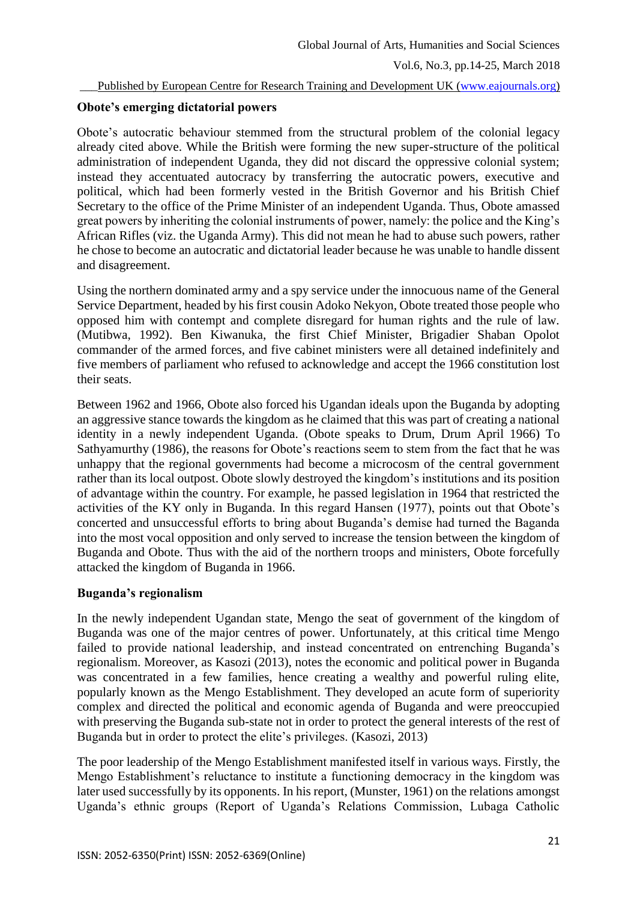**Obote's emerging dictatorial powers**

Obote's autocratic behaviour stemmed from the structural problem of the colonial legacy already cited above. While the British were forming the new super-structure of the political administration of independent Uganda, they did not discard the oppressive colonial system; instead they accentuated autocracy by transferring the autocratic powers, executive and political, which had been formerly vested in the British Governor and his British Chief Secretary to the office of the Prime Minister of an independent Uganda. Thus, Obote amassed great powers by inheriting the colonial instruments of power, namely: the police and the King's African Rifles (viz. the Uganda Army). This did not mean he had to abuse such powers, rather he chose to become an autocratic and dictatorial leader because he was unable to handle dissent and disagreement.

Using the northern dominated army and a spy service under the innocuous name of the General Service Department, headed by his first cousin Adoko Nekyon, Obote treated those people who opposed him with contempt and complete disregard for human rights and the rule of law. (Mutibwa, 1992). Ben Kiwanuka, the first Chief Minister, Brigadier Shaban Opolot commander of the armed forces, and five cabinet ministers were all detained indefinitely and five members of parliament who refused to acknowledge and accept the 1966 constitution lost their seats.

Between 1962 and 1966, Obote also forced his Ugandan ideals upon the Buganda by adopting an aggressive stance towards the kingdom as he claimed that this was part of creating a national identity in a newly independent Uganda. (Obote speaks to Drum, Drum April 1966) To Sathyamurthy (1986), the reasons for Obote's reactions seem to stem from the fact that he was unhappy that the regional governments had become a microcosm of the central government rather than its local outpost. Obote slowly destroyed the kingdom's institutions and its position of advantage within the country. For example, he passed legislation in 1964 that restricted the activities of the KY only in Buganda. In this regard Hansen (1977), points out that Obote's concerted and unsuccessful efforts to bring about Buganda's demise had turned the Baganda into the most vocal opposition and only served to increase the tension between the kingdom of Buganda and Obote. Thus with the aid of the northern troops and ministers, Obote forcefully attacked the kingdom of Buganda in 1966.

**Buganda's regionalism**

In the newly independent Ugandan state, Mengo the seat of government of the kingdom of Buganda was one of the major centres of power. Unfortunately, at this critical time Mengo failed to provide national leadership, and instead concentrated on entrenching Buganda's regionalism. Moreover, as Kasozi (2013), notes the economic and political power in Buganda was concentrated in a few families, hence creating a wealthy and powerful ruling elite, popularly known as the Mengo Establishment. They developed an acute form of superiority complex and directed the political and economic agenda of Buganda and were preoccupied with preserving the Buganda sub-state not in order to protect the general interests of the rest of Buganda but in order to protect the elite's privileges. (Kasozi, 2013)

The poor leadership of the Mengo Establishment manifested itself in various ways. Firstly, the Mengo Establishment's reluctance to institute a functioning democracy in the kingdom was later used successfully by its opponents. In his report, (Munster, 1961) on the relations amongst Uganda's ethnic groups (Report of Uganda's Relations Commission, Lubaga Catholic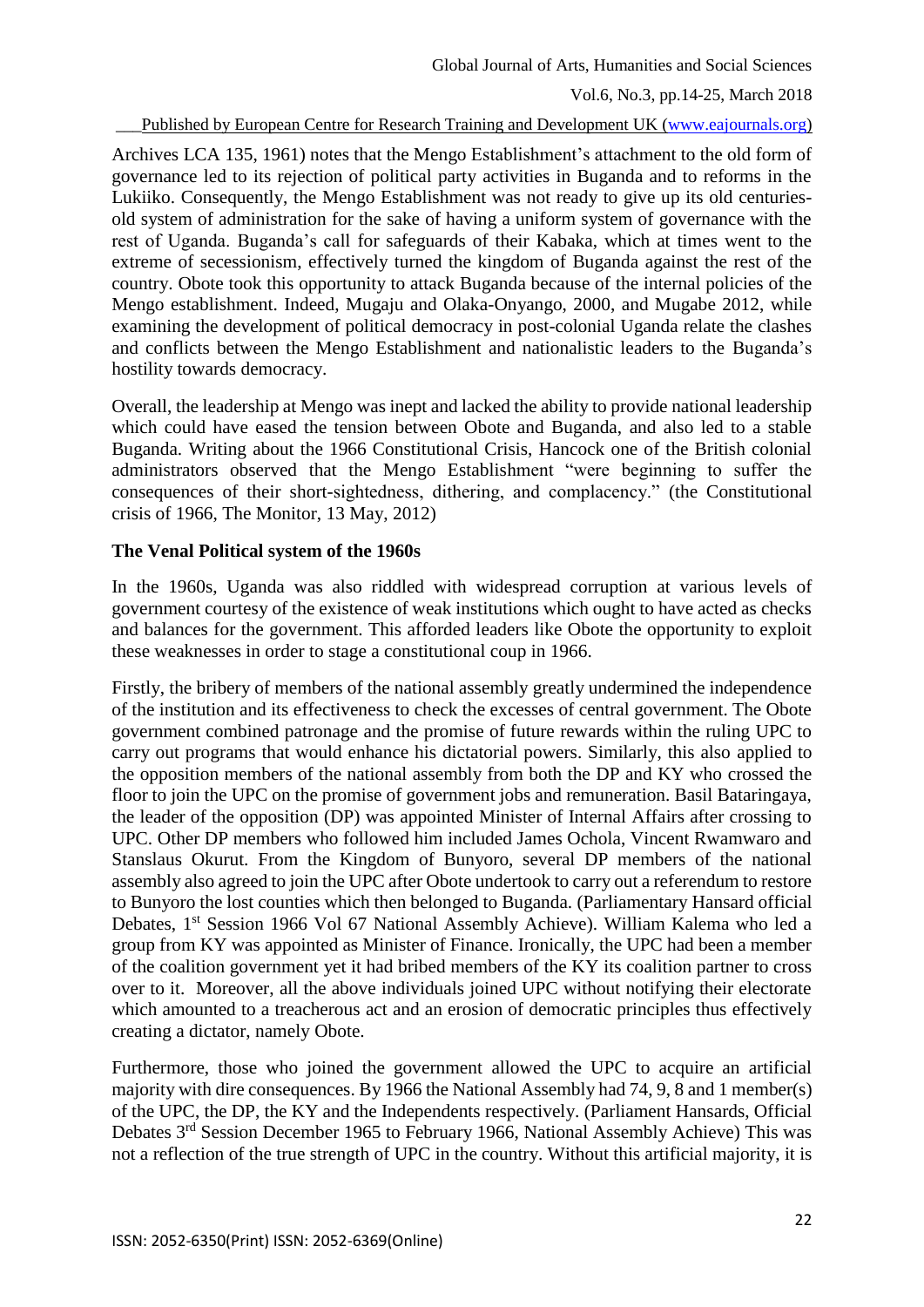Archives LCA 135, 1961) notes that the Mengo Establishment's attachment to the old form of governance led to its rejection of political party activities in Buganda and to reforms in the Lukiiko. Consequently, the Mengo Establishment was not ready to give up its old centuries-old system of administration for the sake of having a uniform system of governance with the rest of Uganda. Buganda's call for safeguards of their Kabaka, which at times went to the extreme of secessionism, effectively turned the kingdom of Buganda against the rest of the country. Obote took this opportunity to attack Buganda because of the internal policies of the Mengo establishment. Indeed, Mugaju and Olaka-Onyango, 2000, and Mugabe 2012, while examining the development of political democracy in post-colonial Uganda relate the clashes and conflicts between the Mengo Establishment and nationalistic leaders to the Buganda's hostility towards democracy.

Overall, the leadership at Mengo was inept and lacked the ability to provide national leadership which could have eased the tension between Obote and Buganda, and also led to a stable Buganda. Writing about the 1966 Constitutional Crisis, Hancock one of the British colonial administrators observed that the Mengo Establishment "were beginning to suffer the consequences of their short-sightedness, dithering, and complacency." (the Constitutional crisis of 1966, The Monitor, 13 May, 2012)

**The Venal Political system of the 1960s**

In the 1960s, Uganda was also riddled with widespread corruption at various levels of government courtesy of the existence of weak institutions which ought to have acted as checks and balances for the government. This afforded leaders like Obote the opportunity to exploit these weaknesses in order to stage a constitutional coup in 1966.

Firstly, the bribery of members of the national assembly greatly undermined the independence of the institution and its effectiveness to check the excesses of central government. The Obote government combined patronage and the promise of future rewards within the ruling UPC to carry out programs that would enhance his dictatorial powers. Similarly, this also applied to the opposition members of the national assembly from both the DP and KY who crossed the floor to join the UPC on the promise of government jobs and remuneration. Basil Bataringaya, the leader of the opposition (DP) was appointed Minister of Internal Affairs after crossing to UPC. Other DP members who followed him included James Ochola, Vincent Rwamwaro and Stanslaus Okurut. From the Kingdom of Bunyoro, several DP members of the national assembly also agreed to join the UPC after Obote undertook to carry out a referendum to restore to Bunyoro the lost counties which then belonged to Buganda. (Parliamentary Hansard official Debates, 1st Session 1966 Vol 67 National Assembly Achieve). William Kalema who led a group from KY was appointed as Minister of Finance. Ironically, the UPC had been a member of the coalition government yet it had bribed members of the KY its coalition partner to cross over to it. Moreover, all the above individuals joined UPC without notifying their electorate which amounted to a treacherous act and an erosion of democratic principles thus effectively creating a dictator, namely Obote.

Furthermore, those who joined the government allowed the UPC to acquire an artificial majority with dire consequences. By 1966 the National Assembly had 74, 9, 8 and 1 member(s) of the UPC, the DP, the KY and the Independents respectively. (Parliament Hansards, Official Debates 3rd Session December 1965 to February 1966, National Assembly Achieve) This was not a reflection of the true strength of UPC in the country. Without this artificial majority, it is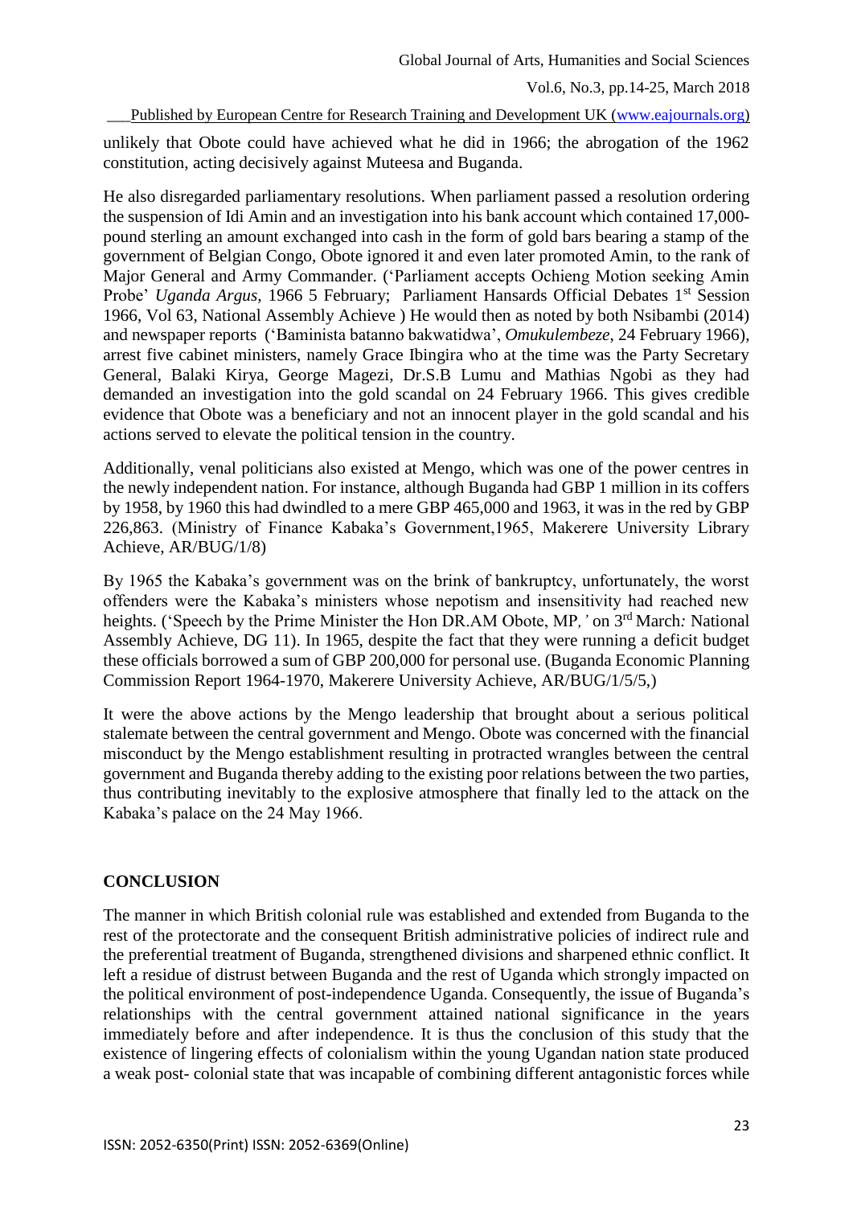unlikely that Obote could have achieved what he did in 1966; the abrogation of the 1962 constitution, acting decisively against Muteesa and Buganda.

He also disregarded parliamentary resolutions. When parliament passed a resolution ordering the suspension of Idi Amin and an investigation into his bank account which contained 17,000-pound sterling an amount exchanged into cash in the form of gold bars bearing a stamp of the government of Belgian Congo, Obote ignored it and even later promoted Amin, to the rank of Major General and Army Commander. ('Parliament accepts Ochieng Motion seeking Amin Probe' *Uganda Argus*, 1966 5 February; Parliament Hansards Official Debates 1st Session 1966, Vol 63, National Assembly Achieve ) He would then as noted by both Nsibambi (2014) and newspaper reports ('Baminista batanno bakwatidwa', *Omukulembeze*, 24 February 1966), arrest five cabinet ministers, namely Grace Ibingira who at the time was the Party Secretary General, Balaki Kirya, George Magezi, Dr.S.B Lumu and Mathias Ngobi as they had demanded an investigation into the gold scandal on 24 February 1966. This gives credible evidence that Obote was a beneficiary and not an innocent player in the gold scandal and his actions served to elevate the political tension in the country.

Additionally, venal politicians also existed at Mengo, which was one of the power centres in the newly independent nation. For instance, although Buganda had GBP 1 million in its coffers by 1958, by 1960 this had dwindled to a mere GBP 465,000 and 1963, it was in the red by GBP 226,863. (Ministry of Finance Kabaka's Government,1965, Makerere University Library Achieve, AR/BUG/1/8)

By 1965 the Kabaka's government was on the brink of bankruptcy, unfortunately, the worst offenders were the Kabaka's ministers whose nepotism and insensitivity had reached new heights. ('Speech by the Prime Minister the Hon DR.AM Obote, MP*,'* on 3rd March*:* National Assembly Achieve, DG 11). In 1965, despite the fact that they were running a deficit budget these officials borrowed a sum of GBP 200,000 for personal use. (Buganda Economic Planning Commission Report 1964-1970, Makerere University Achieve, AR/BUG/1/5/5,)

It were the above actions by the Mengo leadership that brought about a serious political stalemate between the central government and Mengo. Obote was concerned with the financial misconduct by the Mengo establishment resulting in protracted wrangles between the central government and Buganda thereby adding to the existing poor relations between the two parties, thus contributing inevitably to the explosive atmosphere that finally led to the attack on the Kabaka's palace on the 24 May 1966.

## CONCLUSION

The manner in which British colonial rule was established and extended from Buganda to the rest of the protectorate and the consequent British administrative policies of indirect rule and the preferential treatment of Buganda, strengthened divisions and sharpened ethnic conflict. It left a residue of distrust between Buganda and the rest of Uganda which strongly impacted on the political environment of post-independence Uganda. Consequently, the issue of Buganda's relationships with the central government attained national significance in the years immediately before and after independence. It is thus the conclusion of this study that the existence of lingering effects of colonialism within the young Ugandan nation state produced a weak post- colonial state that was incapable of combining different antagonistic forces while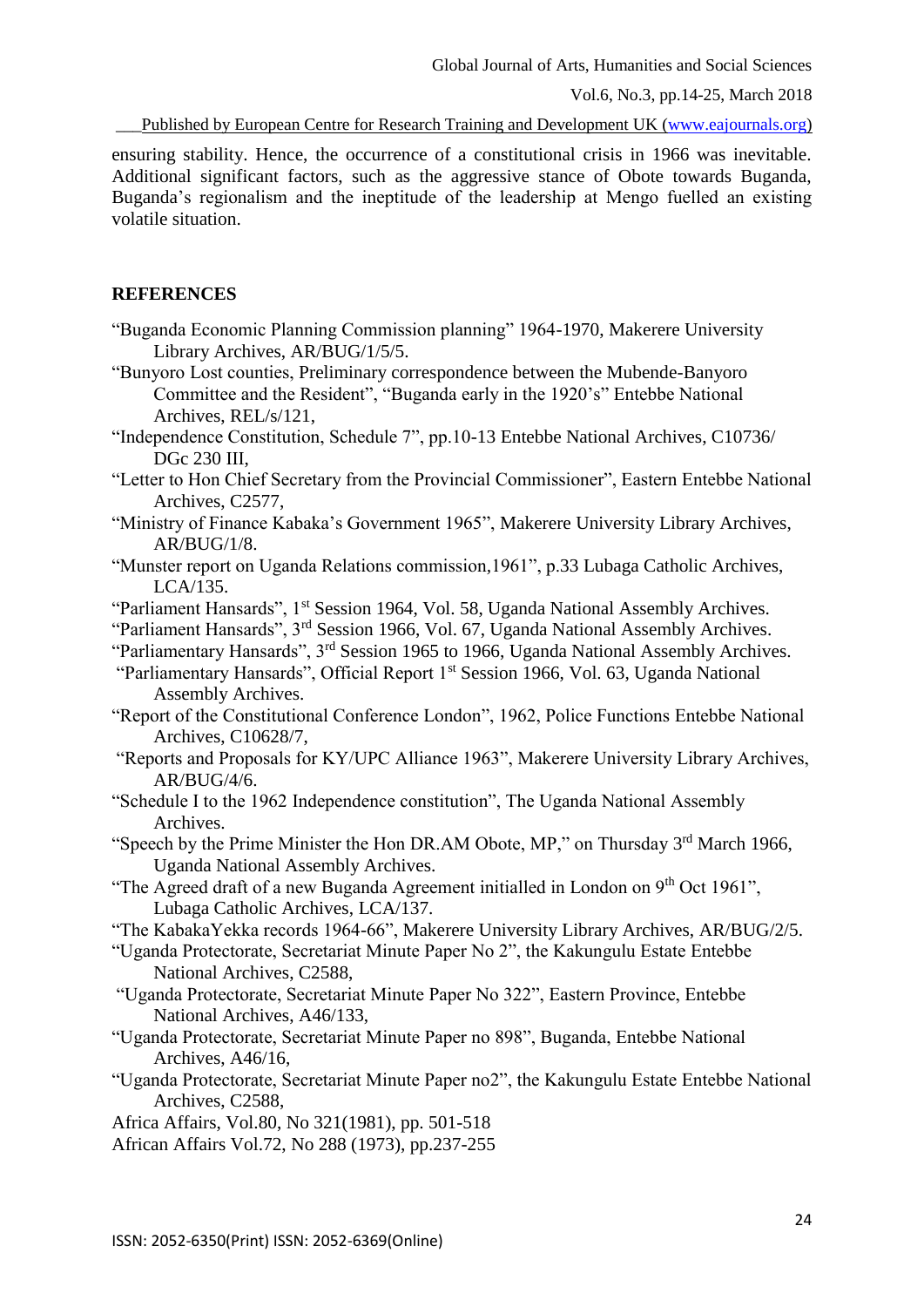ensuring stability. Hence, the occurrence of a constitutional crisis in 1966 was inevitable. Additional significant factors, such as the aggressive stance of Obote towards Buganda, Buganda's regionalism and the ineptitude of the leadership at Mengo fuelled an existing volatile situation.

## REFERENCES

"Buganda Economic Planning Commission planning" 1964-1970, Makerere University Library Archives, AR/BUG/1/5/5.

"Bunyoro Lost counties, Preliminary correspondence between the Mubende-Banyoro Committee and the Resident", "Buganda early in the 1920's" Entebbe National Archives, REL/s/121,

"Independence Constitution, Schedule 7", pp.10-13 Entebbe National Archives, C10736/ DGc 230 III,

"Letter to Hon Chief Secretary from the Provincial Commissioner", Eastern Entebbe National Archives, C2577,

"Ministry of Finance Kabaka's Government 1965", Makerere University Library Archives, AR/BUG/1/8.

"Munster report on Uganda Relations commission,1961", p.33 Lubaga Catholic Archives, LCA/135.

"Parliament Hansards", 1st Session 1964, Vol. 58, Uganda National Assembly Archives.

"Parliament Hansards", 3rd Session 1966, Vol. 67, Uganda National Assembly Archives.

"Parliamentary Hansards", 3rd Session 1965 to 1966, Uganda National Assembly Archives.

"Parliamentary Hansards", Official Report 1st Session 1966, Vol. 63, Uganda National Assembly Archives.

"Report of the Constitutional Conference London", 1962, Police Functions Entebbe National Archives, C10628/7,

"Reports and Proposals for KY/UPC Alliance 1963", Makerere University Library Archives, AR/BUG/4/6.

"Schedule I to the 1962 Independence constitution", The Uganda National Assembly Archives.

"Speech by the Prime Minister the Hon DR.AM Obote, MP," on Thursday 3rd March 1966, Uganda National Assembly Archives.

"The Agreed draft of a new Buganda Agreement initialled in London on 9th Oct 1961", Lubaga Catholic Archives, LCA/137.

"The KabakaYekka records 1964-66", Makerere University Library Archives, AR/BUG/2/5.

"Uganda Protectorate, Secretariat Minute Paper No 2", the Kakungulu Estate Entebbe National Archives, C2588,

"Uganda Protectorate, Secretariat Minute Paper No 322", Eastern Province, Entebbe National Archives, A46/133,

"Uganda Protectorate, Secretariat Minute Paper no 898", Buganda, Entebbe National Archives, A46/16,

"Uganda Protectorate, Secretariat Minute Paper no2", the Kakungulu Estate Entebbe National Archives, C2588,

Africa Affairs, Vol.80, No 321(1981), pp. 501-518

African Affairs Vol.72, No 288 (1973), pp.237-255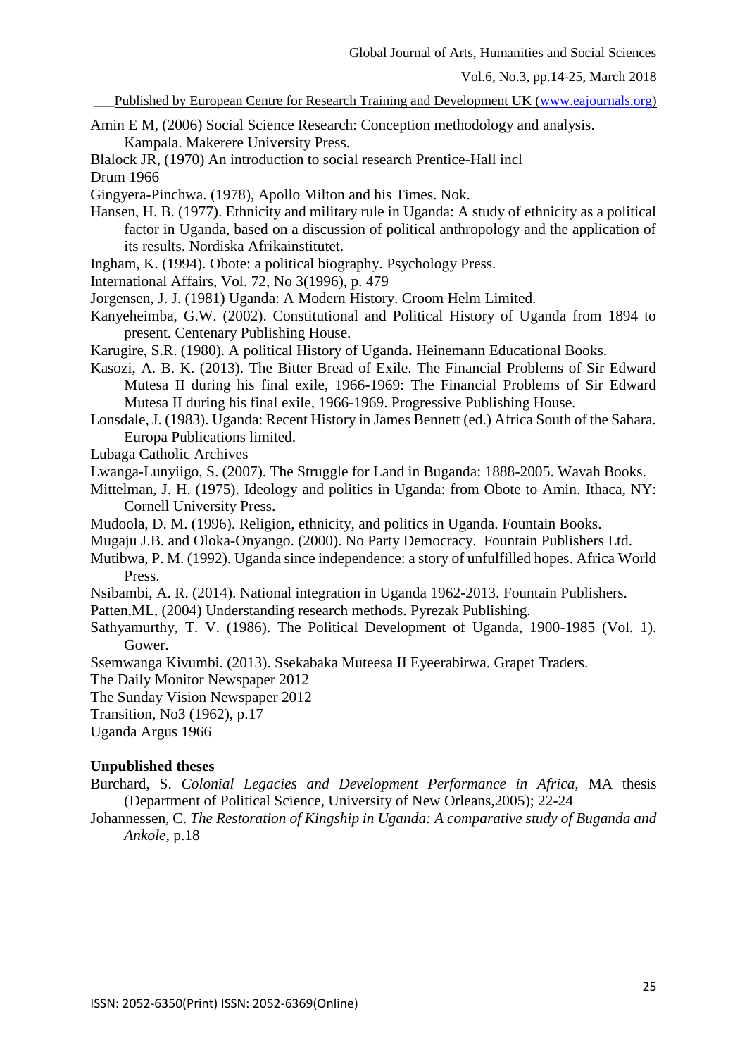Amin E M, (2006) Social Science Research: Conception methodology and analysis. Kampala. Makerere University Press.

Blalock JR, (1970) An introduction to social research Prentice-Hall incl

Drum 1966

Gingyera-Pinchwa. (1978), Apollo Milton and his Times. Nok.

Hansen, H. B. (1977). Ethnicity and military rule in Uganda: A study of ethnicity as a political factor in Uganda, based on a discussion of political anthropology and the application of its results. Nordiska Afrikainstitutet.

Ingham, K. (1994). Obote: a political biography. Psychology Press.

International Affairs, Vol. 72, No 3(1996), p. 479

Jorgensen, J. J. (1981) Uganda: A Modern History. Croom Helm Limited.

Kanyeheimba, G.W. (2002). Constitutional and Political History of Uganda from 1894 to present. Centenary Publishing House.

Karugire, S.R. (1980). A political History of Uganda**.** Heinemann Educational Books.

Kasozi, A. B. K. (2013). The Bitter Bread of Exile. The Financial Problems of Sir Edward Mutesa II during his final exile, 1966-1969: The Financial Problems of Sir Edward Mutesa II during his final exile, 1966-1969. Progressive Publishing House.

Lonsdale, J. (1983). Uganda: Recent History in James Bennett (ed.) Africa South of the Sahara. Europa Publications limited.

Lubaga Catholic Archives

Lwanga-Lunyiigo, S. (2007). The Struggle for Land in Buganda: 1888-2005. Wavah Books.

Mittelman, J. H. (1975). Ideology and politics in Uganda: from Obote to Amin. Ithaca, NY: Cornell University Press.

Mudoola, D. M. (1996). Religion, ethnicity, and politics in Uganda. Fountain Books.

Mugaju J.B. and Oloka-Onyango. (2000). No Party Democracy. Fountain Publishers Ltd.

Mutibwa, P. M. (1992). Uganda since independence: a story of unfulfilled hopes. Africa World Press.

Nsibambi, A. R. (2014). National integration in Uganda 1962-2013. Fountain Publishers.

Patten,ML, (2004) Understanding research methods. Pyrezak Publishing.

Sathyamurthy, T. V. (1986). The Political Development of Uganda, 1900-1985 (Vol. 1). Gower.

Ssemwanga Kivumbi. (2013). Ssekabaka Muteesa II Eyeerabirwa. Grapet Traders.

The Daily Monitor Newspaper 2012

The Sunday Vision Newspaper 2012

Transition, No3 (1962), p.17

Uganda Argus 1966

**Unpublished theses**

Burchard, S. *Colonial Legacies and Development Performance in Africa,* MA thesis (Department of Political Science, University of New Orleans,2005); 22-24

Johannessen, C. *The Restoration of Kingship in Uganda: A comparative study of Buganda and Ankole*, p.18